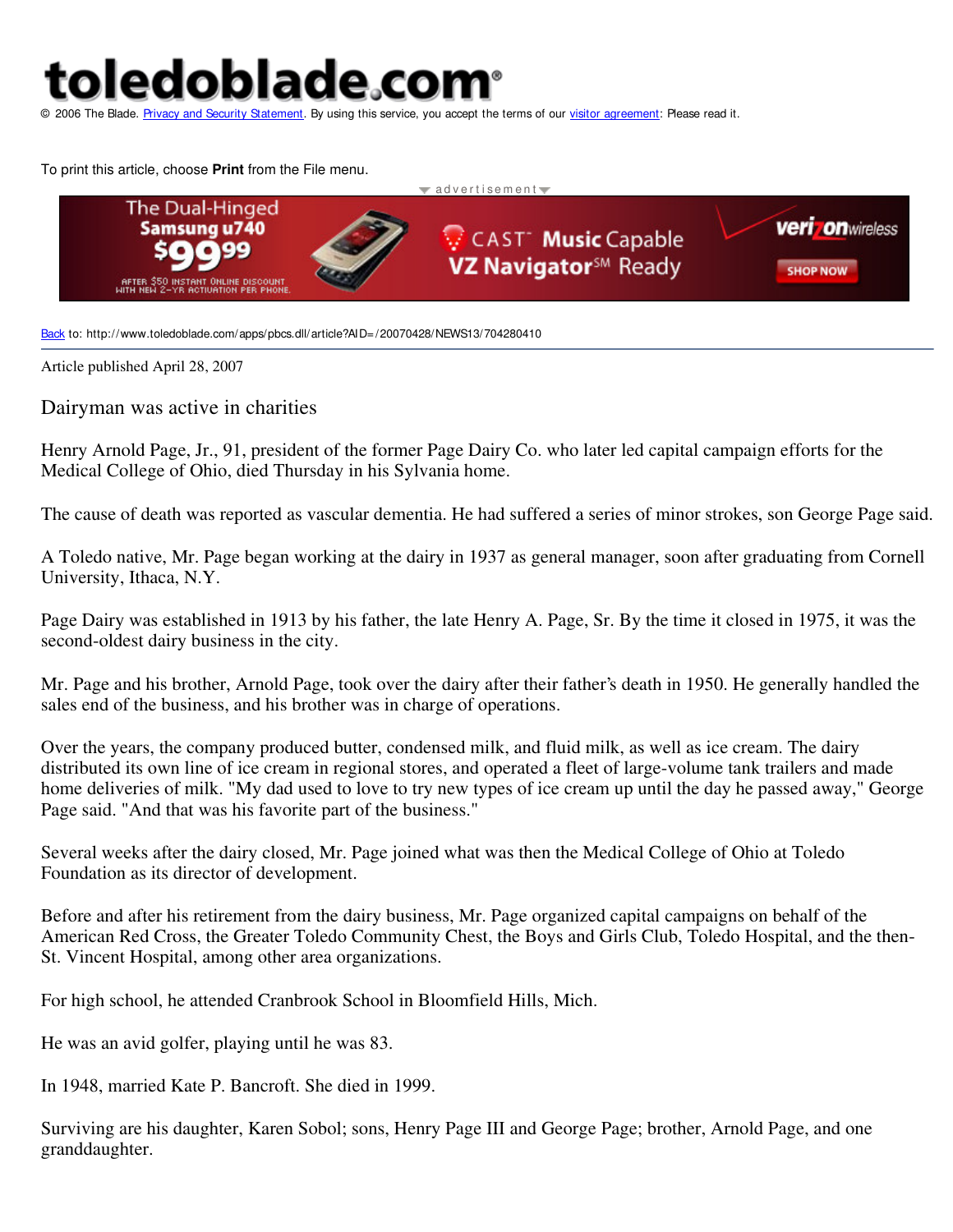toledoblade.com®

© 2006 The Blade. Privacy and Security Statement. By using this service, you accept the terms of our visitor agreement: Please read it.

To print this article, choose **Print** from the File menu.

advertisement

The Dual-Hinged Samsung u740 $99.99 AFTER $50 INSTANT ONLINE DISCOUNT WITH NEW 2-YR ACTIVATION PER PHONE. CAST Music Capable VZ Navigator℠ Ready verizonwireless SHOP NOW

Back to: http://www.toledoblade.com/apps/pbcs.dll/article?AID=/20070428/NEWS13/704280410

Article published April 28, 2007

# Dairyman was active in charities

Henry Arnold Page, Jr., 91, president of the former Page Dairy Co. who later led capital campaign efforts for the Medical College of Ohio, died Thursday in his Sylvania home.

The cause of death was reported as vascular dementia. He had suffered a series of minor strokes, son George Page said.

A Toledo native, Mr. Page began working at the dairy in 1937 as general manager, soon after graduating from Cornell University, Ithaca, N.Y.

Page Dairy was established in 1913 by his father, the late Henry A. Page, Sr. By the time it closed in 1975, it was the second-oldest dairy business in the city.

Mr. Page and his brother, Arnold Page, took over the dairy after their father's death in 1950. He generally handled the sales end of the business, and his brother was in charge of operations.

Over the years, the company produced butter, condensed milk, and fluid milk, as well as ice cream. The dairy distributed its own line of ice cream in regional stores, and operated a fleet of large-volume tank trailers and made home deliveries of milk. "My dad used to love to try new types of ice cream up until the day he passed away," George Page said. "And that was his favorite part of the business."

Several weeks after the dairy closed, Mr. Page joined what was then the Medical College of Ohio at Toledo Foundation as its director of development.

Before and after his retirement from the dairy business, Mr. Page organized capital campaigns on behalf of the American Red Cross, the Greater Toledo Community Chest, the Boys and Girls Club, Toledo Hospital, and the then-St. Vincent Hospital, among other area organizations.

For high school, he attended Cranbrook School in Bloomfield Hills, Mich.

He was an avid golfer, playing until he was 83.

In 1948, married Kate P. Bancroft. She died in 1999.

Surviving are his daughter, Karen Sobol; sons, Henry Page III and George Page; brother, Arnold Page, and one granddaughter.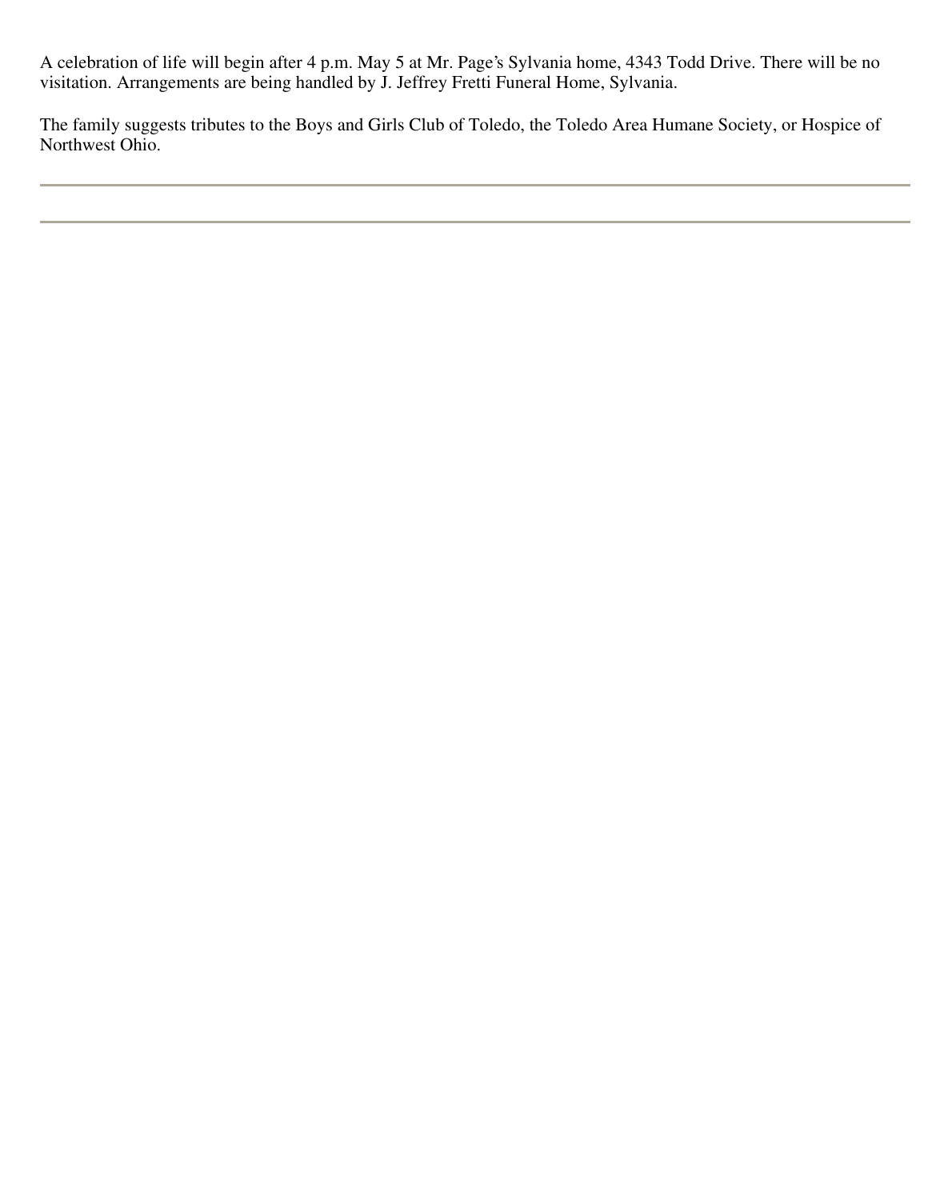A celebration of life will begin after 4 p.m. May 5 at Mr. Page's Sylvania home, 4343 Todd Drive. There will be no visitation. Arrangements are being handled by J. Jeffrey Fretti Funeral Home, Sylvania.

The family suggests tributes to the Boys and Girls Club of Toledo, the Toledo Area Humane Society, or Hospice of Northwest Ohio.